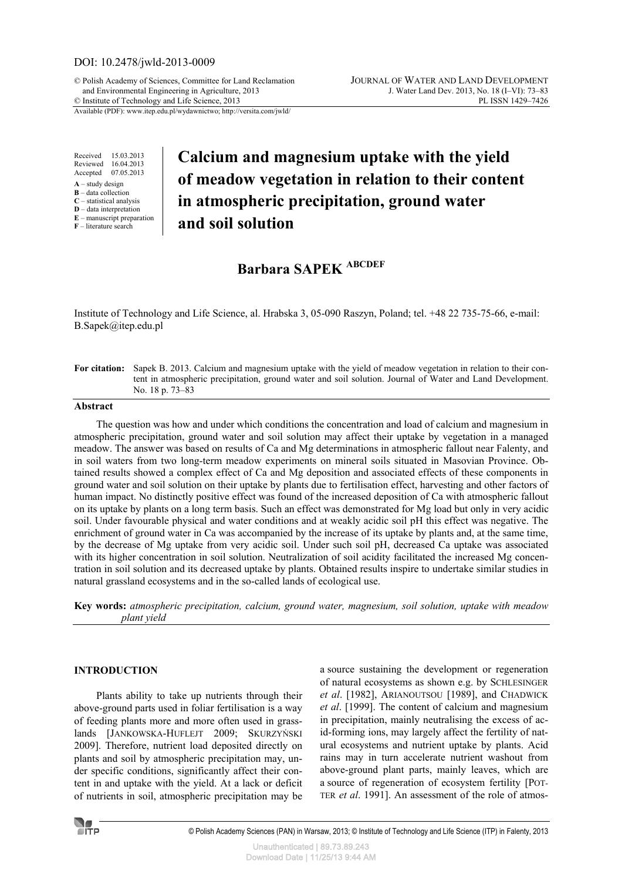DOI: 10.2478/jwld-2013-0009

© Polish Academy of Sciences, Committee for Land Reclamation and Environmental Engineering in Agriculture, 2013
© Institute of Technology and Life Science, 2013

JOURNAL OF WATER AND LAND DEVELOPMENT
J. Water Land Dev. 2013, No. 18 (I–VI): 73–83
PL ISSN 1429–7426

Available (PDF): www.itep.edu.pl/wydawnictwo; http://versita.com/jwld/

Received 15.03.2013
Reviewed 16.04.2013
Accepted 07.05.2013
**A** – study design
**B** – data collection
**C** – statistical analysis
**D** – data interpretation
**E** – manuscript preparation
**F** – literature search

# Calcium and magnesium uptake with the yield of meadow vegetation in relation to their content in atmospheric precipitation, ground water and soil solution

## Barbara SAPEK [ABCDEF]

Institute of Technology and Life Science, al. Hrabska 3, 05-090 Raszyn, Poland; tel. +48 22 735-75-66, e-mail: B.Sapek@itep.edu.pl

**For citation:** Sapek B. 2013. Calcium and magnesium uptake with the yield of meadow vegetation in relation to their content in atmospheric precipitation, ground water and soil solution. Journal of Water and Land Development. No. 18 p. 73–83

**Abstract**

The question was how and under which conditions the concentration and load of calcium and magnesium in atmospheric precipitation, ground water and soil solution may affect their uptake by vegetation in a managed meadow. The answer was based on results of Ca and Mg determinations in atmospheric fallout near Falenty, and in soil waters from two long-term meadow experiments on mineral soils situated in Masovian Province. Obtained results showed a complex effect of Ca and Mg deposition and associated effects of these components in ground water and soil solution on their uptake by plants due to fertilisation effect, harvesting and other factors of human impact. No distinctly positive effect was found of the increased deposition of Ca with atmospheric fallout on its uptake by plants on a long term basis. Such an effect was demonstrated for Mg load but only in very acidic soil. Under favourable physical and water conditions and at weakly acidic soil pH this effect was negative. The enrichment of ground water in Ca was accompanied by the increase of its uptake by plants and, at the same time, by the decrease of Mg uptake from very acidic soil. Under such soil pH, decreased Ca uptake was associated with its higher concentration in soil solution. Neutralization of soil acidity facilitated the increased Mg concentration in soil solution and its decreased uptake by plants. Obtained results inspire to undertake similar studies in natural grassland ecosystems and in the so-called lands of ecological use.

**Key words:** *atmospheric precipitation, calcium, ground water, magnesium, soil solution, uptake with meadow plant yield*

## INTRODUCTION

Plants ability to take up nutrients through their above-ground parts used in foliar fertilisation is a way of feeding plants more and more often used in grasslands [JANKOWSKA-HUFLEJT 2009; SKURZYŃSKI 2009]. Therefore, nutrient load deposited directly on plants and soil by atmospheric precipitation may, under specific conditions, significantly affect their content in and uptake with the yield. At a lack or deficit of nutrients in soil, atmospheric precipitation may be a source sustaining the development or regeneration of natural ecosystems as shown e.g. by SCHLESINGER *et al*. [1982], ARIANOUTSOU [1989], and CHADWICK *et al*. [1999]. The content of calcium and magnesium in precipitation, mainly neutralising the excess of acid-forming ions, may largely affect the fertility of natural ecosystems and nutrient uptake by plants. Acid rains may in turn accelerate nutrient washout from above-ground plant parts, mainly leaves, which are a source of regeneration of ecosystem fertility [POTTER *et al*. 1991]. An assessment of the role of atmos-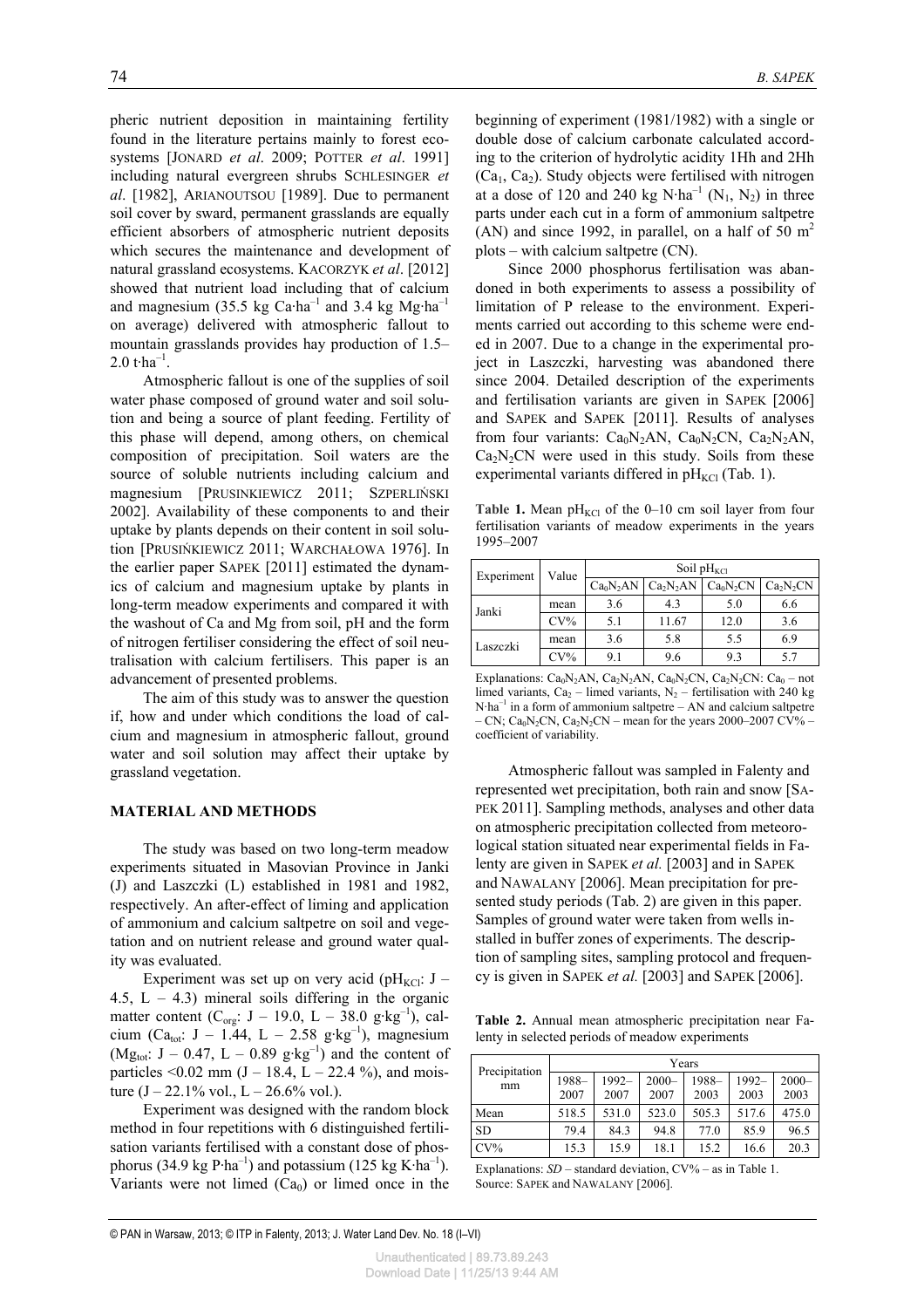pheric nutrient deposition in maintaining fertility found in the literature pertains mainly to forest ecosystems [JONARD *et al*. 2009; POTTER *et al*. 1991] including natural evergreen shrubs SCHLESINGER *et al*. [1982], ARIANOUTSOU [1989]. Due to permanent soil cover by sward, permanent grasslands are equally efficient absorbers of atmospheric nutrient deposits which secures the maintenance and development of natural grassland ecosystems. KACORZYK *et al*. [2012] showed that nutrient load including that of calcium and magnesium (35.5 kg $Ca \cdot ha^{-1}$ and 3.4 kg $Mg \cdot ha^{-1}$ on average) delivered with atmospheric fallout to mountain grasslands provides hay production of 1.5–2.0 $t \cdot ha^{-1}$.

Atmospheric fallout is one of the supplies of soil water phase composed of ground water and soil solution and being a source of plant feeding. Fertility of this phase will depend, among others, on chemical composition of precipitation. Soil waters are the source of soluble nutrients including calcium and magnesium [PRUSINKIEWICZ 2011; SZPERLIŃSKI 2002]. Availability of these components to and their uptake by plants depends on their content in soil solution [PRUSIŃKIEWICZ 2011; WARCHAŁOWA 1976]. In the earlier paper SAPEK [2011] estimated the dynamics of calcium and magnesium uptake by plants in long-term meadow experiments and compared it with the washout of Ca and Mg from soil, pH and the form of nitrogen fertiliser considering the effect of soil neutralisation with calcium fertilisers. This paper is an advancement of presented problems.

The aim of this study was to answer the question if, how and under which conditions the load of calcium and magnesium in atmospheric fallout, ground water and soil solution may affect their uptake by grassland vegetation.

## MATERIAL AND METHODS

The study was based on two long-term meadow experiments situated in Masovian Province in Janki (J) and Laszczki (L) established in 1981 and 1982, respectively. An after-effect of liming and application of ammonium and calcium saltpetre on soil and vegetation and on nutrient release and ground water quality was evaluated.

Experiment was set up on very acid ($pH_{KCl}$: J – 4.5, L – 4.3) mineral soils differing in the organic matter content ($C_{org}$: J – 19.0, L – 38.0 $g \cdot kg^{-1}$), calcium ($Ca_{tot}$: J – 1.44, L – 2.58 $g \cdot kg^{-1}$), magnesium ($Mg_{tot}$: J – 0.47, L – 0.89 $g \cdot kg^{-1}$) and the content of particles <0.02 mm (J – 18.4, L – 22.4 %), and moisture (J – 22.1% vol., L – 26.6% vol.).

Experiment was designed with the random block method in four repetitions with 6 distinguished fertilisation variants fertilised with a constant dose of phosphorus (34.9 kg $P \cdot ha^{-1}$) and potassium (125 kg $K \cdot ha^{-1}$). Variants were not limed ($Ca_0$) or limed once in the beginning of experiment (1981/1982) with a single or double dose of calcium carbonate calculated according to the criterion of hydrolytic acidity 1Hh and 2Hh ($Ca_1$, $Ca_2$). Study objects were fertilised with nitrogen at a dose of 120 and 240 kg $N \cdot ha^{-1}$ ($N_1$, $N_2$) in three parts under each cut in a form of ammonium saltpetre (AN) and since 1992, in parallel, on a half of 50 $m^2$ plots – with calcium saltpetre (CN).

Since 2000 phosphorus fertilisation was abandoned in both experiments to assess a possibility of limitation of P release to the environment. Experiments carried out according to this scheme were ended in 2007. Due to a change in the experimental project in Laszczki, harvesting was abandoned there since 2004. Detailed description of the experiments and fertilisation variants are given in SAPEK [2006] and SAPEK and SAPEK [2011]. Results of analyses from four variants: $Ca_0N_2AN$, $Ca_0N_2CN$, $Ca_2N_2AN$, $Ca_2N_2CN$ were used in this study. Soils from these experimental variants differed in $pH_{KCl}$ (Tab. 1).

**Table 1.** Mean $pH_{KCl}$ of the 0–10 cm soil layer from four fertilisation variants of meadow experiments in the years 1995–2007

| Experiment | Value | Soil $pH_{KCl}$ | | | |
|---|---|---|---|---|---|
| | | $Ca_0N_2AN$ | $Ca_2N_2AN$ | $Ca_0N_2CN$ | $Ca_2N_2CN$ |
| Janki | mean | 3.6 | 4.3 | 5.0 | 6.6 |
| | CV% | 5.1 | 11.67 | 12.0 | 3.6 |
| Laszczki | mean | 3.6 | 5.8 | 5.5 | 6.9 |
| | CV% | 9.1 | 9.6 | 9.3 | 5.7 |

Explanations: $Ca_0N_2AN$, $Ca_2N_2AN$, $Ca_0N_2CN$, $Ca_2N_2CN$: $Ca_0$ – not limed variants, $Ca_2$ – limed variants, $N_2$ – fertilisation with 240 kg $N \cdot ha^{-1}$ in a form of ammonium saltpetre – AN and calcium saltpetre – CN; $Ca_0N_2CN$, $Ca_2N_2CN$ – mean for the years 2000–2007 CV% – coefficient of variability.

Atmospheric fallout was sampled in Falenty and represented wet precipitation, both rain and snow [SAPEK 2011]. Sampling methods, analyses and other data on atmospheric precipitation collected from meteorological station situated near experimental fields in Falenty are given in SAPEK *et al.* [2003] and in SAPEK and NAWALANY [2006]. Mean precipitation for presented study periods (Tab. 2) are given in this paper. Samples of ground water were taken from wells installed in buffer zones of experiments. The description of sampling sites, sampling protocol and frequency is given in SAPEK *et al.* [2003] and SAPEK [2006].

**Table 2.** Annual mean atmospheric precipitation near Falenty in selected periods of meadow experiments

| Precipitation mm | Years | | | | | |
|---|---|---|---|---|---|---|
| | 1988–2007 | 1992–2007 | 2000–2007 | 1988–2003 | 1992–2003 | 2000–2003 |
| Mean | 518.5 | 531.0 | 523.0 | 505.3 | 517.6 | 475.0 |
| SD | 79.4 | 84.3 | 94.8 | 77.0 | 85.9 | 96.5 |
| CV% | 15.3 | 15.9 | 18.1 | 15.2 | 16.6 | 20.3 |

Explanations: *SD* – standard deviation, CV% – as in Table 1.
Source: SAPEK and NAWALANY [2006].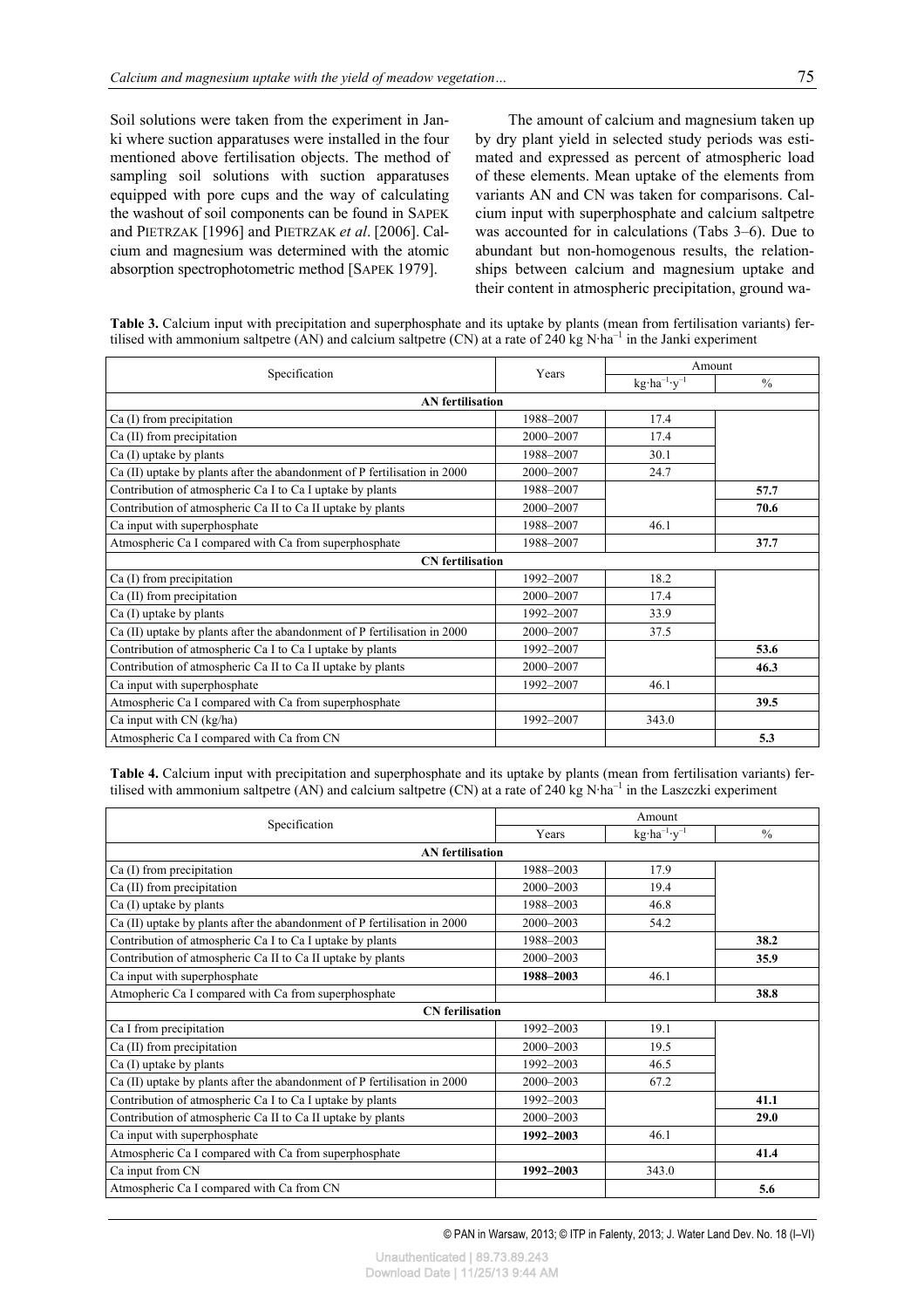Soil solutions were taken from the experiment in Janki where suction apparatuses were installed in the four mentioned above fertilisation objects. The method of sampling soil solutions with suction apparatuses equipped with pore cups and the way of calculating the washout of soil components can be found in SAPEK and PIETRZAK [1996] and PIETRZAK *et al*. [2006]. Calcium and magnesium was determined with the atomic absorption spectrophotometric method [SAPEK 1979].

The amount of calcium and magnesium taken up by dry plant yield in selected study periods was estimated and expressed as percent of atmospheric load of these elements. Mean uptake of the elements from variants AN and CN was taken for comparisons. Calcium input with superphosphate and calcium saltpetre was accounted for in calculations (Tabs 3–6). Due to abundant but non-homogenous results, the relationships between calcium and magnesium uptake and their content in atmospheric precipitation, ground wa-

**Table 3.** Calcium input with precipitation and superphosphate and its uptake by plants (mean from fertilisation variants) fertilised with ammonium saltpetre (AN) and calcium saltpetre (CN) at a rate of 240 kg N·ha$^{-1}$ in the Janki experiment

| Specification | Years | Amount | |
|---|---|---|---|
| | | kg·ha$^{-1}$·y$^{-1}$ | % |
| **AN fertilisation** | | | |
| Ca (I) from precipitation | 1988–2007 | 17.4 | |
| Ca (II) from precipitation | 2000–2007 | 17.4 | |
| Ca (I) uptake by plants | 1988–2007 | 30.1 | |
| Ca (II) uptake by plants after the abandonment of P fertilisation in 2000 | 2000–2007 | 24.7 | |
| Contribution of atmospheric Ca I to Ca I uptake by plants | 1988–2007 | | **57.7** |
| Contribution of atmospheric Ca II to Ca II uptake by plants | 2000–2007 | | **70.6** |
| Ca input with superphosphate | 1988–2007 | 46.1 | |
| Atmospheric Ca I compared with Ca from superphosphate | 1988–2007 | | **37.7** |
| **CN fertilisation** | | | |
| Ca (I) from precipitation | 1992–2007 | 18.2 | |
| Ca (II) from precipitation | 2000–2007 | 17.4 | |
| Ca (I) uptake by plants | 1992–2007 | 33.9 | |
| Ca (II) uptake by plants after the abandonment of P fertilisation in 2000 | 2000–2007 | 37.5 | |
| Contribution of atmospheric Ca I to Ca I uptake by plants | 1992–2007 | | **53.6** |
| Contribution of atmospheric Ca II to Ca II uptake by plants | 2000–2007 | | **46.3** |
| Ca input with superphosphate | 1992–2007 | 46.1 | |
| Atmospheric Ca I compared with Ca from superphosphate | | | **39.5** |
| Ca input with CN (kg/ha) | 1992–2007 | 343.0 | |
| Atmospheric Ca I compared with Ca from CN | | | **5.3** |

**Table 4.** Calcium input with precipitation and superphosphate and its uptake by plants (mean from fertilisation variants) fertilised with ammonium saltpetre (AN) and calcium saltpetre (CN) at a rate of 240 kg N·ha$^{-1}$ in the Laszczki experiment

| Specification | Amount | | |
|---|---|---|---|
| | Years | kg·ha$^{-1}$·y$^{-1}$ | % |
| **AN fertilisation** | | | |
| Ca (I) from precipitation | 1988–2003 | 17.9 | |
| Ca (II) from precipitation | 2000–2003 | 19.4 | |
| Ca (I) uptake by plants | 1988–2003 | 46.8 | |
| Ca (II) uptake by plants after the abandonment of P fertilisation in 2000 | 2000–2003 | 54.2 | |
| Contribution of atmospheric Ca I to Ca I uptake by plants | 1988–2003 | | **38.2** |
| Contribution of atmospheric Ca II to Ca II uptake by plants | 2000–2003 | | **35.9** |
| Ca input with superphosphate | **1988–2003** | 46.1 | |
| Atmopheric Ca I compared with Ca from superphosphate | | | **38.8** |
| **CN ferilisation** | | | |
| Ca I from precipitation | 1992–2003 | 19.1 | |
| Ca (II) from precipitation | 2000–2003 | 19.5 | |
| Ca (I) uptake by plants | 1992–2003 | 46.5 | |
| Ca (II) uptake by plants after the abandonment of P fertilisation in 2000 | 2000–2003 | 67.2 | |
| Contribution of atmospheric Ca I to Ca I uptake by plants | 1992–2003 | | **41.1** |
| Contribution of atmospheric Ca II to Ca II uptake by plants | 2000–2003 | | **29.0** |
| Ca input with superphosphate | **1992–2003** | 46.1 | |
| Atmospheric Ca I compared with Ca from superphosphate | | | **41.4** |
| Ca input from CN | **1992–2003** | 343.0 | |
| Atmospheric Ca I compared with Ca from CN | | | **5.6** |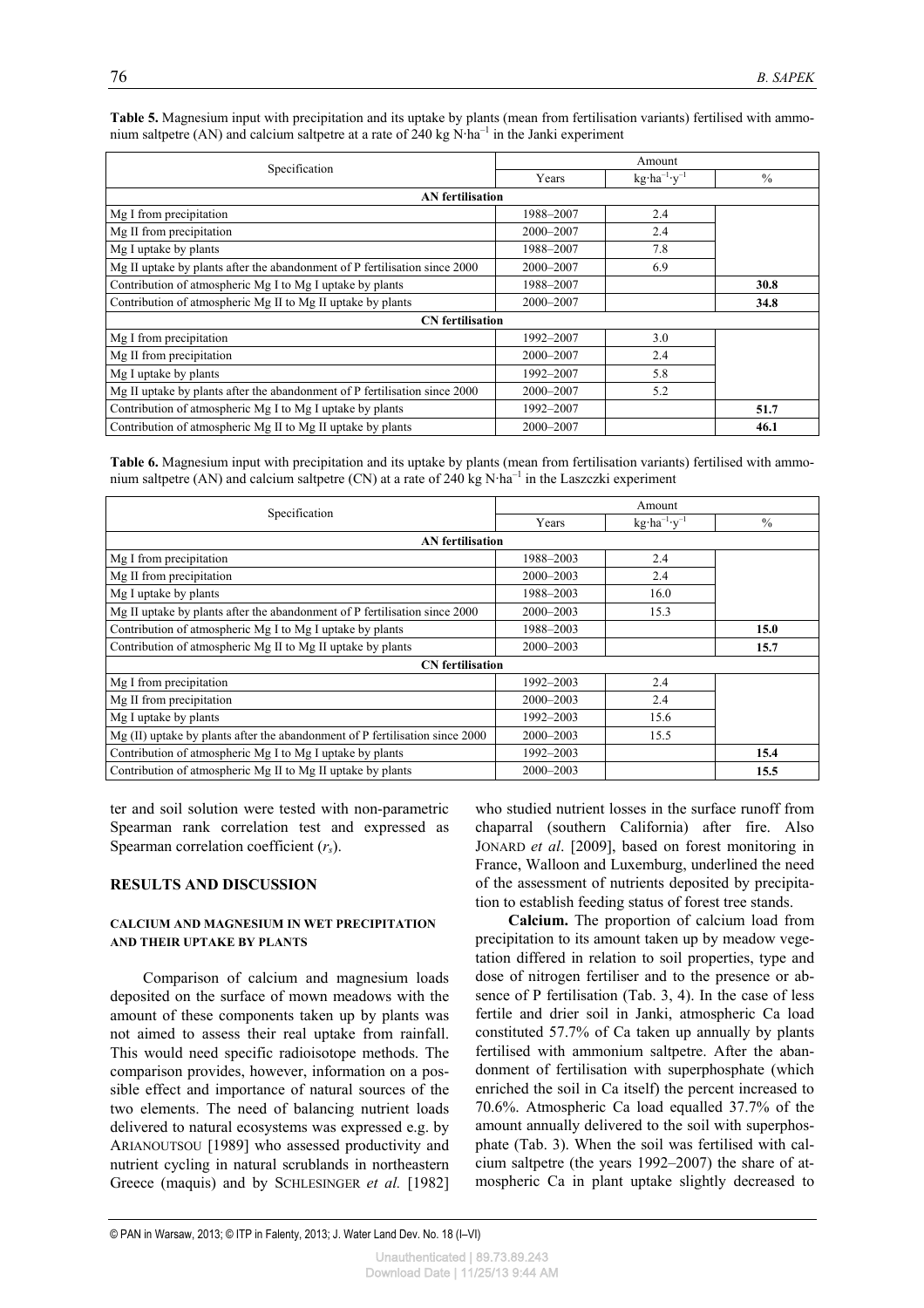**Table 5.** Magnesium input with precipitation and its uptake by plants (mean from fertilisation variants) fertilised with ammonium saltpetre (AN) and calcium saltpetre at a rate of 240 kg N·ha$^{-1}$ in the Janki experiment

| Specification | Amount | | |
|---|---|---|---|
| | Years | kg·ha$^{-1}$·y$^{-1}$ | % |
| **AN fertilisation** | | | |
| Mg I from precipitation | 1988–2007 | 2.4 | |
| Mg II from precipitation | 2000–2007 | 2.4 | |
| Mg I uptake by plants | 1988–2007 | 7.8 | |
| Mg II uptake by plants after the abandonment of P fertilisation since 2000 | 2000–2007 | 6.9 | |
| Contribution of atmospheric Mg I to Mg I uptake by plants | 1988–2007 | | **30.8** |
| Contribution of atmospheric Mg II to Mg II uptake by plants | 2000–2007 | | **34.8** |
| **CN fertilisation** | | | |
| Mg I from precipitation | 1992–2007 | 3.0 | |
| Mg II from precipitation | 2000–2007 | 2.4 | |
| Mg I uptake by plants | 1992–2007 | 5.8 | |
| Mg II uptake by plants after the abandonment of P fertilisation since 2000 | 2000–2007 | 5.2 | |
| Contribution of atmospheric Mg I to Mg I uptake by plants | 1992–2007 | | **51.7** |
| Contribution of atmospheric Mg II to Mg II uptake by plants | 2000–2007 | | **46.1** |

**Table 6.** Magnesium input with precipitation and its uptake by plants (mean from fertilisation variants) fertilised with ammonium saltpetre (AN) and calcium saltpetre (CN) at a rate of 240 kg N·ha$^{-1}$ in the Laszczki experiment

| Specification | Amount | | |
|---|---|---|---|
| | Years | kg·ha$^{-1}$·y$^{-1}$ | % |
| **AN fertilisation** | | | |
| Mg I from precipitation | 1988–2003 | 2.4 | |
| Mg II from precipitation | 2000–2003 | 2.4 | |
| Mg I uptake by plants | 1988–2003 | 16.0 | |
| Mg II uptake by plants after the abandonment of P fertilisation since 2000 | 2000–2003 | 15.3 | |
| Contribution of atmospheric Mg I to Mg I uptake by plants | 1988–2003 | | **15.0** |
| Contribution of atmospheric Mg II to Mg II uptake by plants | 2000–2003 | | **15.7** |
| **CN fertilisation** | | | |
| Mg I from precipitation | 1992–2003 | 2.4 | |
| Mg II from precipitation | 2000–2003 | 2.4 | |
| Mg I uptake by plants | 1992–2003 | 15.6 | |
| Mg (II) uptake by plants after the abandonment of P fertilisation since 2000 | 2000–2003 | 15.5 | |
| Contribution of atmospheric Mg I to Mg I uptake by plants | 1992–2003 | | **15.4** |
| Contribution of atmospheric Mg II to Mg II uptake by plants | 2000–2003 | | **15.5** |

ter and soil solution were tested with non-parametric Spearman rank correlation test and expressed as Spearman correlation coefficient ($r_s$).

## RESULTS AND DISCUSSION

### CALCIUM AND MAGNESIUM IN WET PRECIPITATION AND THEIR UPTAKE BY PLANTS

Comparison of calcium and magnesium loads deposited on the surface of mown meadows with the amount of these components taken up by plants was not aimed to assess their real uptake from rainfall. This would need specific radioisotope methods. The comparison provides, however, information on a possible effect and importance of natural sources of the two elements. The need of balancing nutrient loads delivered to natural ecosystems was expressed e.g. by ARIANOUTSOU [1989] who assessed productivity and nutrient cycling in natural scrublands in northeastern Greece (maquis) and by SCHLESINGER *et al.* [1982] who studied nutrient losses in the surface runoff from chaparral (southern California) after fire. Also JONARD *et al*. [2009], based on forest monitoring in France, Walloon and Luxemburg, underlined the need of the assessment of nutrients deposited by precipitation to establish feeding status of forest tree stands.

**Calcium.** The proportion of calcium load from precipitation to its amount taken up by meadow vegetation differed in relation to soil properties, type and dose of nitrogen fertiliser and to the presence or absence of P fertilisation (Tab. 3, 4). In the case of less fertile and drier soil in Janki, atmospheric Ca load constituted 57.7% of Ca taken up annually by plants fertilised with ammonium saltpetre. After the abandonment of fertilisation with superphosphate (which enriched the soil in Ca itself) the percent increased to 70.6%. Atmospheric Ca load equalled 37.7% of the amount annually delivered to the soil with superphosphate (Tab. 3). When the soil was fertilised with calcium saltpetre (the years 1992–2007) the share of atmospheric Ca in plant uptake slightly decreased to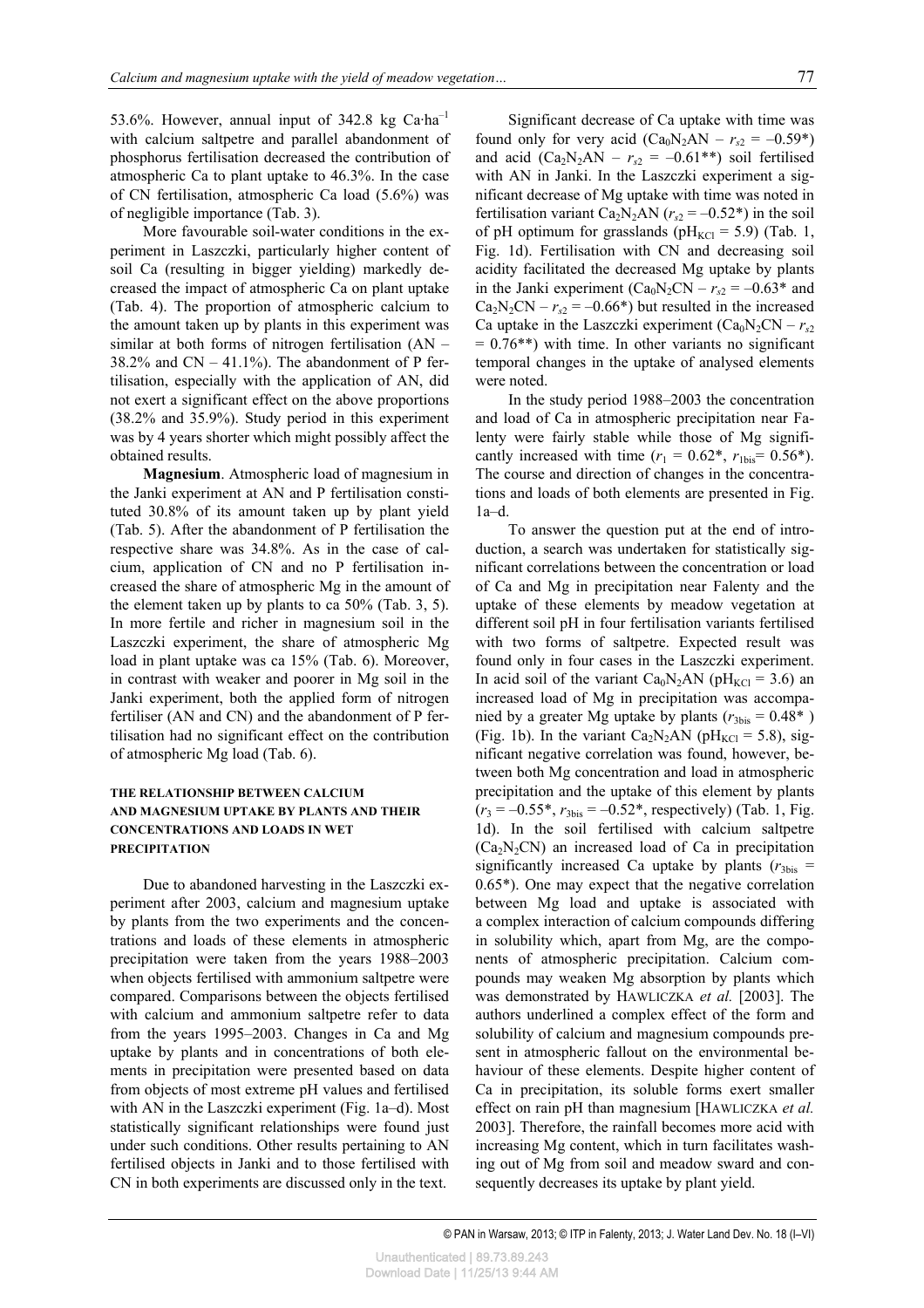53.6%. However, annual input of 342.8 kg Ca·ha$^{-1}$ with calcium saltpetre and parallel abandonment of phosphorus fertilisation decreased the contribution of atmospheric Ca to plant uptake to 46.3%. In the case of CN fertilisation, atmospheric Ca load (5.6%) was of negligible importance (Tab. 3).

More favourable soil-water conditions in the experiment in Laszczki, particularly higher content of soil Ca (resulting in bigger yielding) markedly decreased the impact of atmospheric Ca on plant uptake (Tab. 4). The proportion of atmospheric calcium to the amount taken up by plants in this experiment was similar at both forms of nitrogen fertilisation (AN – 38.2% and CN – 41.1%). The abandonment of P fertilisation, especially with the application of AN, did not exert a significant effect on the above proportions (38.2% and 35.9%). Study period in this experiment was by 4 years shorter which might possibly affect the obtained results.

**Magnesium**. Atmospheric load of magnesium in the Janki experiment at AN and P fertilisation constituted 30.8% of its amount taken up by plant yield (Tab. 5). After the abandonment of P fertilisation the respective share was 34.8%. As in the case of calcium, application of CN and no P fertilisation increased the share of atmospheric Mg in the amount of the element taken up by plants to ca 50% (Tab. 3, 5). In more fertile and richer in magnesium soil in the Laszczki experiment, the share of atmospheric Mg load in plant uptake was ca 15% (Tab. 6). Moreover, in contrast with weaker and poorer in Mg soil in the Janki experiment, both the applied form of nitrogen fertiliser (AN and CN) and the abandonment of P fertilisation had no significant effect on the contribution of atmospheric Mg load (Tab. 6).

### THE RELATIONSHIP BETWEEN CALCIUM AND MAGNESIUM UPTAKE BY PLANTS AND THEIR CONCENTRATIONS AND LOADS IN WET PRECIPITATION

Due to abandoned harvesting in the Laszczki experiment after 2003, calcium and magnesium uptake by plants from the two experiments and the concentrations and loads of these elements in atmospheric precipitation were taken from the years 1988–2003 when objects fertilised with ammonium saltpetre were compared. Comparisons between the objects fertilised with calcium and ammonium saltpetre refer to data from the years 1995–2003. Changes in Ca and Mg uptake by plants and in concentrations of both elements in precipitation were presented based on data from objects of most extreme pH values and fertilised with AN in the Laszczki experiment (Fig. 1a–d). Most statistically significant relationships were found just under such conditions. Other results pertaining to AN fertilised objects in Janki and to those fertilised with CN in both experiments are discussed only in the text.

Significant decrease of Ca uptake with time was found only for very acid ($Ca_0N_2AN$ – $r_{s2}$ = –0.59*) and acid ($Ca_2N_2AN$ – $r_{s2}$ = –0.61**) soil fertilised with AN in Janki. In the Laszczki experiment a significant decrease of Mg uptake with time was noted in fertilisation variant $Ca_2N_2AN$ ($r_{s2}$ = –0.52*) in the soil of pH optimum for grasslands ($pH_{KCl}$ = 5.9) (Tab. 1, Fig. 1d). Fertilisation with CN and decreasing soil acidity facilitated the decreased Mg uptake by plants in the Janki experiment ($Ca_0N_2CN$ – $r_{s2}$ = –0.63* and $Ca_2N_2CN$ – $r_{s2}$ = –0.66*) but resulted in the increased Ca uptake in the Laszczki experiment ($Ca_0N_2CN$ – $r_{s2}$ = 0.76**) with time. In other variants no significant temporal changes in the uptake of analysed elements were noted.

In the study period 1988–2003 the concentration and load of Ca in atmospheric precipitation near Falenty were fairly stable while those of Mg significantly increased with time ($r_1$ = 0.62*, $r_{1bis}$= 0.56*). The course and direction of changes in the concentrations and loads of both elements are presented in Fig. 1a–d.

To answer the question put at the end of introduction, a search was undertaken for statistically significant correlations between the concentration or load of Ca and Mg in precipitation near Falenty and the uptake of these elements by meadow vegetation at different soil pH in four fertilisation variants fertilised with two forms of saltpetre. Expected result was found only in four cases in the Laszczki experiment. In acid soil of the variant $Ca_0N_2AN$ ($pH_{KCl}$ = 3.6) an increased load of Mg in precipitation was accompanied by a greater Mg uptake by plants ($r_{3bis}$ = 0.48* ) (Fig. 1b). In the variant $Ca_2N_2AN$ ($pH_{KCl}$ = 5.8), significant negative correlation was found, however, between both Mg concentration and load in atmospheric precipitation and the uptake of this element by plants ($r_3$ = –0.55*, $r_{3bis}$ = –0.52*, respectively) (Tab. 1, Fig. 1d). In the soil fertilised with calcium saltpetre ($Ca_2N_2CN$) an increased load of Ca in precipitation significantly increased Ca uptake by plants ($r_{3bis}$ = 0.65*). One may expect that the negative correlation between Mg load and uptake is associated with a complex interaction of calcium compounds differing in solubility which, apart from Mg, are the components of atmospheric precipitation. Calcium compounds may weaken Mg absorption by plants which was demonstrated by HAWLICZKA *et al.* [2003]. The authors underlined a complex effect of the form and solubility of calcium and magnesium compounds present in atmospheric fallout on the environmental behaviour of these elements. Despite higher content of Ca in precipitation, its soluble forms exert smaller effect on rain pH than magnesium [HAWLICZKA *et al.* 2003]. Therefore, the rainfall becomes more acid with increasing Mg content, which in turn facilitates washing out of Mg from soil and meadow sward and consequently decreases its uptake by plant yield.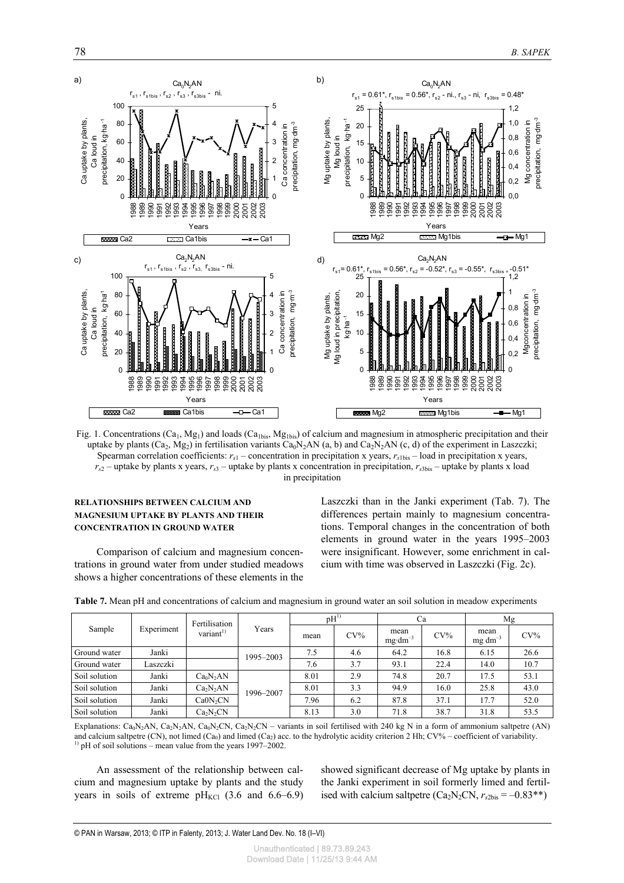Fig. 1. Concentrations ($Ca_1$, $Mg_1$) and loads ($Ca_{1bis}$, $Mg_{1bis}$) of calcium and magnesium in atmospheric precipitation and their uptake by plants ($Ca_2$, $Mg_2$) in fertilisation variants $Ca_0N_2AN$ (a, b) and $Ca_2N_2AN$ (c, d) of the experiment in Laszczki; Spearman correlation coefficients: $r_{s1}$ – concentration in precipitation x years, $r_{s1bis}$ – load in precipitation x years, $r_{s2}$ – uptake by plants x years, $r_{s3}$ – uptake by plants x concentration in precipitation, $r_{s3bis}$ – uptake by plants x load in precipitation

## RELATIONSHIPS BETWEEN CALCIUM AND MAGNESIUM UPTAKE BY PLANTS AND THEIR CONCENTRATION IN GROUND WATER

Comparison of calcium and magnesium concentrations in ground water from under studied meadows shows a higher concentrations of these elements in the Laszczki than in the Janki experiment (Tab. 7). The differences pertain mainly to magnesium concentrations. Temporal changes in the concentration of both elements in ground water in the years 1995–2003 were insignificant. However, some enrichment in calcium with time was observed in Laszczki (Fig. 2c).

**Table 7.** Mean pH and concentrations of calcium and magnesium in ground water an soil solution in meadow experiments

| Sample | Experiment | Fertilisation variant[1)] | Years | pH[1)] | | Ca | | Mg | |
|---|---|---|---|---|---|---|---|---|---|
| | | | | mean | CV% | mean $mg \cdot dm^{-3}$ | CV% | mean $mg\ dm^{-3}$ | CV% |
| Ground water | Janki | | 1995–2003 | 7.5 | 4.6 | 64.2 | 16.8 | 6.15 | 26.6 |
| Ground water | Laszczki | | 1995–2003 | 7.6 | 3.7 | 93.1 | 22.4 | 14.0 | 10.7 |
| Soil solution | Janki | $Ca_0N_2AN$ | 1996–2007 | 8.01 | 2.9 | 74.8 | 20.7 | 17.5 | 53.1 |
| Soil solution | Janki | $Ca_2N_2AN$ | 1996–2007 | 8.01 | 3.3 | 94.9 | 16.0 | 25.8 | 43.0 |
| Soil solution | Janki | $Ca0N_2CN$ | 1996–2007 | 7.96 | 6.2 | 87.8 | 37.1 | 17.7 | 52.0 |
| Soil solution | Janki | $Ca_2N_2CN$ | 1996–2007 | 8.13 | 3.0 | 71.8 | 38.7 | 31.8 | 53.5 |

Explanations: $Ca_0N_2AN$, $Ca_2N_2AN$, $Ca_0N_2CN$, $Ca_2N_2CN$ – variants in soil fertilised with 240 kg N in a form of ammonium saltpetre (AN) and calcium saltpetre (CN), not limed ($Ca_0$) and limed ($Ca_2$) acc. to the hydrolytic acidity criterion 2 Hh; CV% – coefficient of variability.
[1)] pH of soil solutions – mean value from the years 1997–2002.

An assessment of the relationship between calcium and magnesium uptake by plants and the study years in soils of extreme $pH_{KCl}$ (3.6 and 6.6–6.9) showed significant decrease of Mg uptake by plants in the Janki experiment in soil formerly limed and fertilised with calcium saltpetre ($Ca_2N_2CN$, $r_{s2bis} = -0.83$**)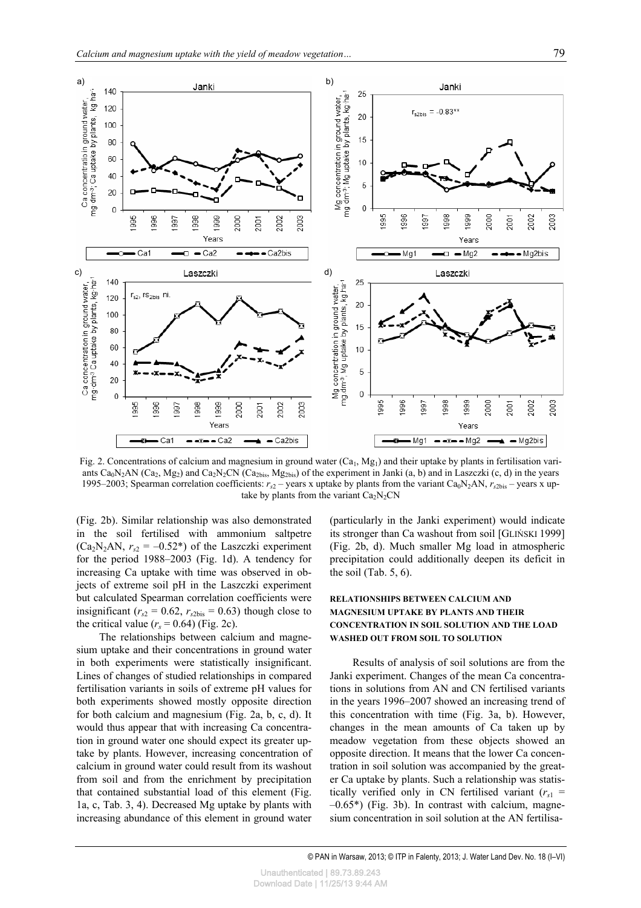Fig. 2. Concentrations of calcium and magnesium in ground water ($Ca_1$, $Mg_1$) and their uptake by plants in fertilisation variants $Ca_0N_2AN$ ($Ca_2$, $Mg_2$) and $Ca_2N_2CN$ ($Ca_{2bis}$, $Mg_{2bis}$) of the experiment in Janki (a, b) and in Laszczki (c, d) in the years 1995–2003; Spearman correlation coefficients: $r_{s2}$ – years x uptake by plants from the variant $Ca_0N_2AN$, $r_{s2bis}$ – years x uptake by plants from the variant $Ca_2N_2CN$

(Fig. 2b). Similar relationship was also demonstrated in the soil fertilised with ammonium saltpetre ($Ca_2N_2AN$, $r_{s2} = -0.52^*$) of the Laszczki experiment for the period 1988–2003 (Fig. 1d). A tendency for increasing Ca uptake with time was observed in objects of extreme soil pH in the Laszczki experiment but calculated Spearman correlation coefficients were insignificant ($r_{s2} = 0.62$, $r_{s2bis} = 0.63$) though close to the critical value ($r_s = 0.64$) (Fig. 2c).

The relationships between calcium and magnesium uptake and their concentrations in ground water in both experiments were statistically insignificant. Lines of changes of studied relationships in compared fertilisation variants in soils of extreme pH values for both experiments showed mostly opposite direction for both calcium and magnesium (Fig. 2a, b, c, d). It would thus appear that with increasing Ca concentration in ground water one should expect its greater uptake by plants. However, increasing concentration of calcium in ground water could result from its washout from soil and from the enrichment by precipitation that contained substantial load of this element (Fig. 1a, c, Tab. 3, 4). Decreased Mg uptake by plants with increasing abundance of this element in ground water (particularly in the Janki experiment) would indicate its stronger than Ca washout from soil [GLIŃSKI 1999] (Fig. 2b, d). Much smaller Mg load in atmospheric precipitation could additionally deepen its deficit in the soil (Tab. 5, 6).

## RELATIONSHIPS BETWEEN CALCIUM AND MAGNESIUM UPTAKE BY PLANTS AND THEIR CONCENTRATION IN SOIL SOLUTION AND THE LOAD WASHED OUT FROM SOIL TO SOLUTION

Results of analysis of soil solutions are from the Janki experiment. Changes of the mean Ca concentrations in solutions from AN and CN fertilised variants in the years 1996–2007 showed an increasing trend of this concentration with time (Fig. 3a, b). However, changes in the mean amounts of Ca taken up by meadow vegetation from these objects showed an opposite direction. It means that the lower Ca concentration in soil solution was accompanied by the greater Ca uptake by plants. Such a relationship was statistically verified only in CN fertilised variant ($r_{s1} = -0.65^*$) (Fig. 3b). In contrast with calcium, magnesium concentration in soil solution at the AN fertilisa-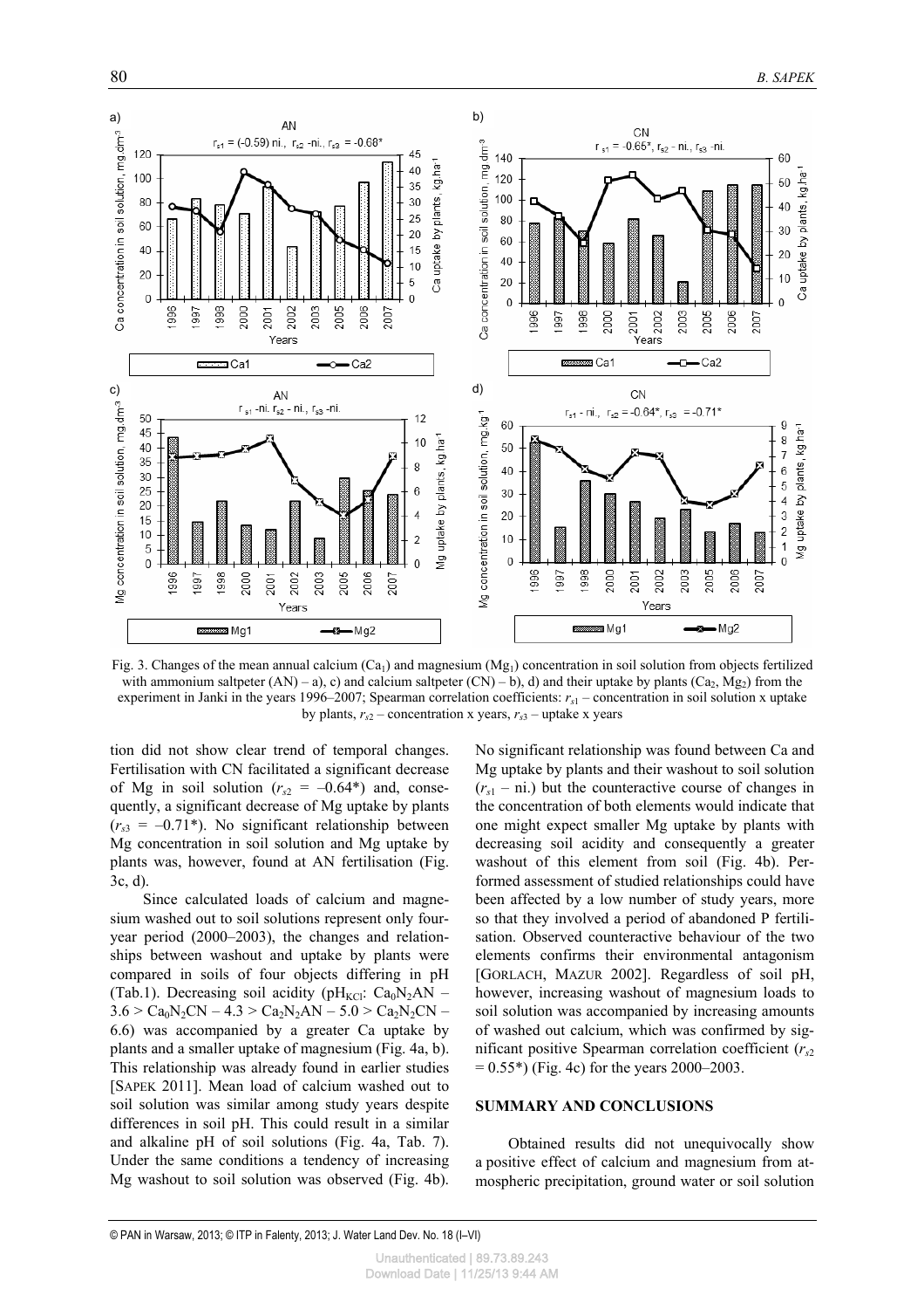Fig. 3. Changes of the mean annual calcium ($Ca_1$) and magnesium ($Mg_1$) concentration in soil solution from objects fertilized with ammonium saltpeter (AN) – a), c) and calcium saltpeter (CN) – b), d) and their uptake by plants ($Ca_2$, $Mg_2$) from the experiment in Janki in the years 1996–2007; Spearman correlation coefficients: $r_{s1}$ – concentration in soil solution x uptake by plants, $r_{s2}$ – concentration x years, $r_{s3}$ – uptake x years

tion did not show clear trend of temporal changes. Fertilisation with CN facilitated a significant decrease of Mg in soil solution ($r_{s2}$ = –0.64*) and, consequently, a significant decrease of Mg uptake by plants ($r_{s3}$ = –0.71*). No significant relationship between Mg concentration in soil solution and Mg uptake by plants was, however, found at AN fertilisation (Fig. 3c, d).

Since calculated loads of calcium and magnesium washed out to soil solutions represent only four-year period (2000–2003), the changes and relationships between washout and uptake by plants were compared in soils of four objects differing in pH (Tab.1). Decreasing soil acidity ($pH_{KCl}$: $Ca_0N_2AN$ – 3.6 > $Ca_0N_2CN$ – 4.3 > $Ca_2N_2AN$ – 5.0 > $Ca_2N_2CN$ – 6.6) was accompanied by a greater Ca uptake by plants and a smaller uptake of magnesium (Fig. 4a, b). This relationship was already found in earlier studies [SAPEK 2011]. Mean load of calcium washed out to soil solution was similar among study years despite differences in soil pH. This could result in a similar and alkaline pH of soil solutions (Fig. 4a, Tab. 7). Under the same conditions a tendency of increasing Mg washout to soil solution was observed (Fig. 4b). No significant relationship was found between Ca and Mg uptake by plants and their washout to soil solution ($r_{s1}$ – ni.) but the counteractive course of changes in the concentration of both elements would indicate that one might expect smaller Mg uptake by plants with decreasing soil acidity and consequently a greater washout of this element from soil (Fig. 4b). Performed assessment of studied relationships could have been affected by a low number of study years, more so that they involved a period of abandoned P fertilisation. Observed counteractive behaviour of the two elements confirms their environmental antagonism [GORLACH, MAZUR 2002]. Regardless of soil pH, however, increasing washout of magnesium loads to soil solution was accompanied by increasing amounts of washed out calcium, which was confirmed by significant positive Spearman correlation coefficient ($r_{s2}$ = 0.55*) (Fig. 4c) for the years 2000–2003.

## SUMMARY AND CONCLUSIONS

Obtained results did not unequivocally show a positive effect of calcium and magnesium from atmospheric precipitation, ground water or soil solution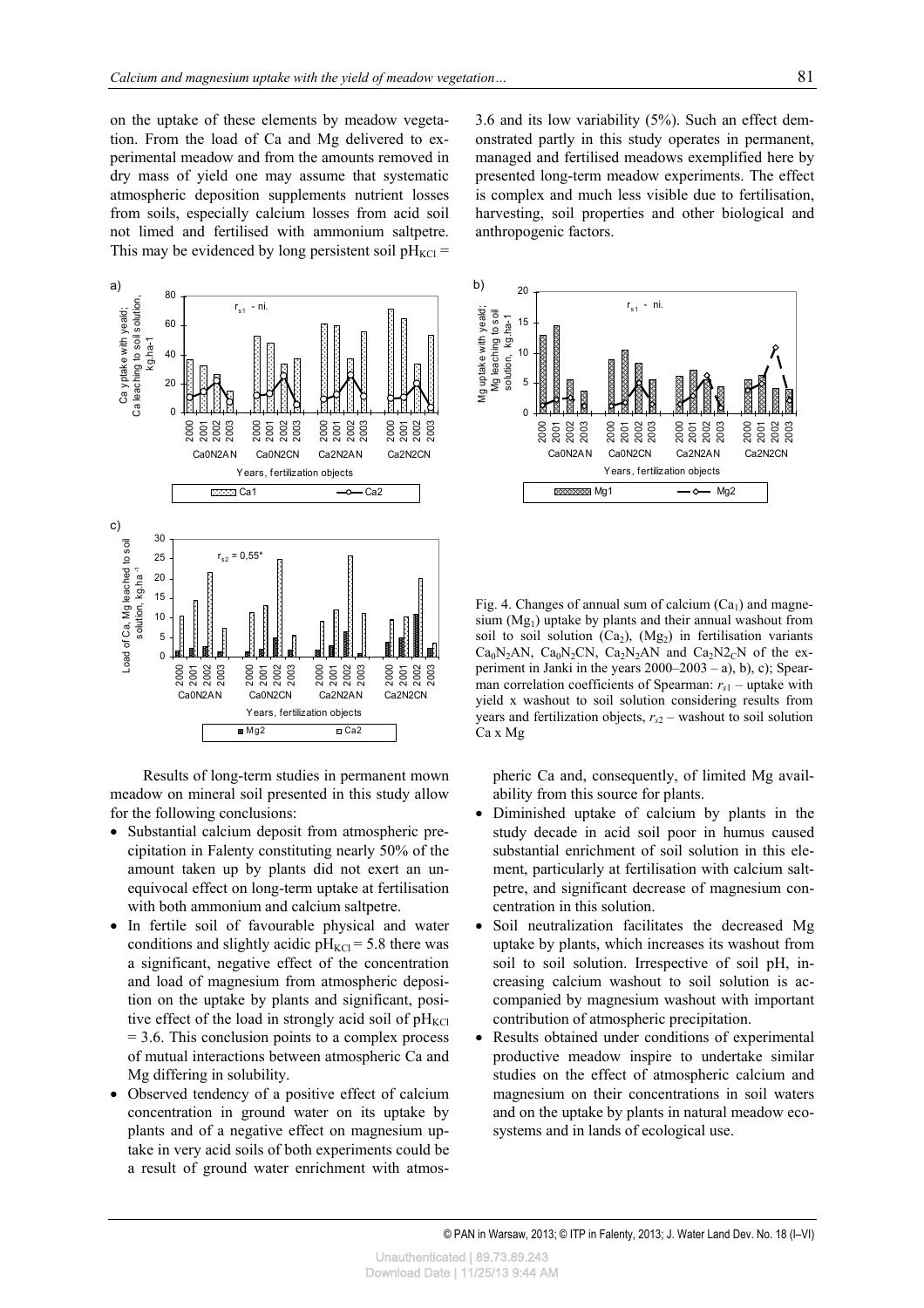on the uptake of these elements by meadow vegetation. From the load of Ca and Mg delivered to experimental meadow and from the amounts removed in dry mass of yield one may assume that systematic atmospheric deposition supplements nutrient losses from soils, especially calcium losses from acid soil not limed and fertilised with ammonium saltpetre. This may be evidenced by long persistent soil $pH_{KCl}$ = 3.6 and its low variability (5%). Such an effect demonstrated partly in this study operates in permanent, managed and fertilised meadows exemplified here by presented long-term meadow experiments. The effect is complex and much less visible due to fertilisation, harvesting, soil properties and other biological and anthropogenic factors.

Fig. 4. Changes of annual sum of calcium ($Ca_1$) and magnesium ($Mg_1$) uptake by plants and their annual washout from soil to soil solution ($Ca_2$), ($Mg_2$) in fertilisation variants $Ca_0N_2AN$, $Ca_0N_2CN$, $Ca_2N_2AN$ and $Ca_2N2_CN$ of the experiment in Janki in the years 2000–2003 – a), b), c); Spearman correlation coefficients of Spearman: $r_{s1}$ – uptake with yield x washout to soil solution considering results from years and fertilization objects, $r_{s2}$ – washout to soil solution Ca x Mg

Results of long-term studies in permanent mown meadow on mineral soil presented in this study allow for the following conclusions:

- Substantial calcium deposit from atmospheric precipitation in Falenty constituting nearly 50% of the amount taken up by plants did not exert an unequivocal effect on long-term uptake at fertilisation with both ammonium and calcium saltpetre.
- In fertile soil of favourable physical and water conditions and slightly acidic $pH_{KCl}$ = 5.8 there was a significant, negative effect of the concentration and load of magnesium from atmospheric deposition on the uptake by plants and significant, positive effect of the load in strongly acid soil of $pH_{KCl}$ = 3.6. This conclusion points to a complex process of mutual interactions between atmospheric Ca and Mg differing in solubility.
- Observed tendency of a positive effect of calcium concentration in ground water on its uptake by plants and of a negative effect on magnesium uptake in very acid soils of both experiments could be a result of ground water enrichment with atmospheric Ca and, consequently, of limited Mg availability from this source for plants.
- Diminished uptake of calcium by plants in the study decade in acid soil poor in humus caused substantial enrichment of soil solution in this element, particularly at fertilisation with calcium saltpetre, and significant decrease of magnesium concentration in this solution.
- Soil neutralization facilitates the decreased Mg uptake by plants, which increases its washout from soil to soil solution. Irrespective of soil pH, increasing calcium washout to soil solution is accompanied by magnesium washout with important contribution of atmospheric precipitation.
- Results obtained under conditions of experimental productive meadow inspire to undertake similar studies on the effect of atmospheric calcium and magnesium on their concentrations in soil waters and on the uptake by plants in natural meadow ecosystems and in lands of ecological use.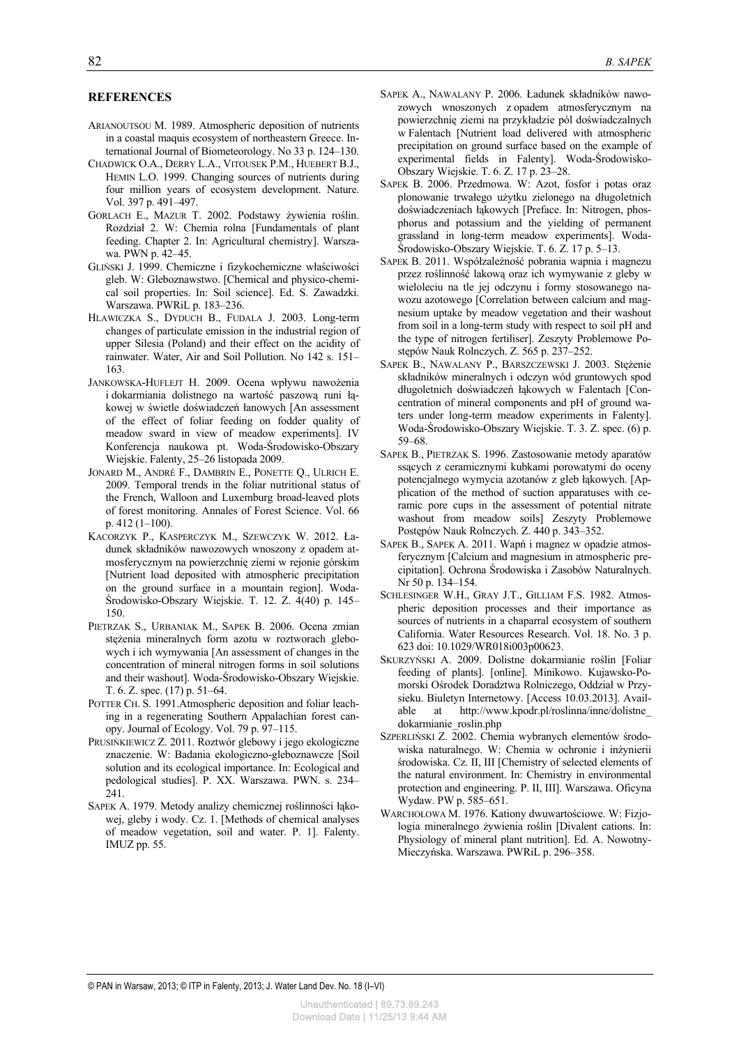## REFERENCES

ARIANOUTSOU M. 1989. Atmospheric deposition of nutrients in a coastal maquis ecosystem of northeastern Greece. International Journal of Biometeorology. No 33 p. 124–130.

CHADWICK O.A., DERRY L.A., VITOUSEK P.M., HUEBERT B.J., HEMIN L.O. 1999. Changing sources of nutrients during four million years of ecosystem development. Nature. Vol. 397 p. 491–497.

GORLACH E., MAZUR T. 2002. Podstawy żywienia roślin. Rozdział 2. W: Chemia rolna [Fundamentals of plant feeding. Chapter 2. In: Agricultural chemistry]. Warszawa. PWN p. 42–45.

GLIŃSKI J. 1999. Chemiczne i fizykochemiczne właściwości gleb. W: Gleboznawstwo. [Chemical and physico-chemical soil properties. In: Soil science]. Ed. S. Zawadzki. Warszawa. PWRiL p. 183–236.

HLAWICZKA S., DYDUCH B., FUDALA J. 2003. Long-term changes of particulate emission in the industrial region of upper Silesia (Poland) and their effect on the acidity of rainwater. Water, Air and Soil Pollution. No 142 s. 151–163.

JANKOWSKA-HUFLEJT H. 2009. Ocena wpływu nawożenia i dokarmiania dolistnego na wartość paszową runi łąkowej w świetle doświadczeń łanowych [An assessment of the effect of foliar feeding on fodder quality of meadow sward in view of meadow experiments]. IV Konferencja naukowa pt. Woda-Środowisko-Obszary Wiejskie. Falenty, 25–26 listopada 2009.

JONARD M., ANDRÉ F., DAMBRIN E., PONETTE Q., ULRICH E. 2009. Temporal trends in the foliar nutritional status of the French, Walloon and Luxemburg broad-leaved plots of forest monitoring. Annales of Forest Science. Vol. 66 p. 412 (1–100).

KACORZYK P., KASPERCZYK M., SZEWCZYK W. 2012. Ładunek składników nawozowych wnoszony z opadem atmosferycznym na powierzchnię ziemi w rejonie górskim [Nutrient load deposited with atmospheric precipitation on the ground surface in a mountain region]. Woda-Środowisko-Obszary Wiejskie. T. 12. Z. 4(40) p. 145–150.

PIETRZAK S., URBANIAK M., SAPEK B. 2006. Ocena zmian stężenia mineralnych form azotu w roztworach glebowych i ich wymywania [An assessment of changes in the concentration of mineral nitrogen forms in soil solutions and their washout]. Woda-Środowisko-Obszary Wiejskie. T. 6. Z. spec. (17) p. 51–64.

POTTER CH. S. 1991.Atmospheric deposition and foliar leaching in a regenerating Southern Appalachian forest canopy. Journal of Ecology. Vol. 79 p. 97–115.

PRUSIŃKIEWICZ Z. 2011. Roztwór glebowy i jego ekologiczne znaczenie. W: Badania ekologiczno-gleboznawcze [Soil solution and its ecological importance. In: Ecological and pedological studies]. P. XX. Warszawa. PWN. s. 234–241.

SAPEK A. 1979. Metody analizy chemicznej roślinności łąkowej, gleby i wody. Cz. 1. [Methods of chemical analyses of meadow vegetation, soil and water. P. 1]. Falenty. IMUZ pp. 55.

SAPEK A., NAWALANY P. 2006. Ładunek składników nawozowych wnoszonych z opadem atmosferycznym na powierzchnię ziemi na przykładzie pól doświadczalnych w Falentach [Nutrient load delivered with atmospheric precipitation on ground surface based on the example of experimental fields in Falenty]. Woda-Środowisko-Obszary Wiejskie. T. 6. Z. 17 p. 23–28.

SAPEK B. 2006. Przedmowa. W: Azot, fosfor i potas oraz plonowanie trwałego użytku zielonego na długoletnich doświadczeniach łąkowych [Preface. In: Nitrogen, phosphorus and potassium and the yielding of permanent grassland in long-term meadow experiments]. Woda-Środowisko-Obszary Wiejskie. T. 6. Z. 17 p. 5–13.

SAPEK B. 2011. Współzależność pobrania wapnia i magnezu przez roślinność lakową oraz ich wymywanie z gleby w wieloleciu na tle jej odczynu i formy stosowanego nawozu azotowego [Correlation between calcium and magnesium uptake by meadow vegetation and their washout from soil in a long-term study with respect to soil pH and the type of nitrogen fertiliser]. Zeszyty Problemowe Postępów Nauk Rolnczych. Z. 565 p. 237–252.

SAPEK B., NAWALANY P., BARSZCZEWSKI J. 2003. Stężenie składników mineralnych i odczyn wód gruntowych spod długoletnich doświadczeń łąkowych w Falentach [Concentration of mineral components and pH of ground waters under long-term meadow experiments in Falenty]. Woda-Środowisko-Obszary Wiejskie. T. 3. Z. spec. (6) p. 59–68.

SAPEK B., PIETRZAK S. 1996. Zastosowanie metody aparatów ssących z ceramicznymi kubkami porowatymi do oceny potencjalnego wymycia azotanów z gleb łąkowych. [Application of the method of suction apparatuses with ceramic pore cups in the assessment of potential nitrate washout from meadow soils] Zeszyty Problemowe Postępów Nauk Rolnczych. Z. 440 p. 343–352.

SAPEK B., SAPEK A. 2011. Wapń i magnez w opadzie atmosferycznym [Calcium and magnesium in atmospheric precipitation]. Ochrona Środowiska i Zasobów Naturalnych. Nr 50 p. 134–154.

SCHLESINGER W.H., GRAY J.T., GILLIAM F.S. 1982. Atmospheric deposition processes and their importance as sources of nutrients in a chaparral ecosystem of southern California. Water Resources Research. Vol. 18. No. 3 p. 623 doi: 10.1029/WR018i003p00623.

SKURZYŃSKI A. 2009. Dolistne dokarmianie roślin [Foliar feeding of plants]. [online]. Minikowo. Kujawsko-Pomorski Ośrodek Doradztwa Rolniczego, Oddział w Przysieku. Biuletyn Internetowy. [Access 10.03.2013]. Available at http://www.kpodr.pl/roslinna/inne/dolistne_dokarmianie_roslin.php

SZPERLIŃSKI Z. 2002. Chemia wybranych elementów środowiska naturalnego. W: Chemia w ochronie i inżynierii środowiska. Cz. II, III [Chemistry of selected elements of the natural environment. In: Chemistry in environmental protection and engineering. P. II, III]. Warszawa. Oficyna Wydaw. PW p. 585–651.

WARCHOŁOWA M. 1976. Kationy dwuwartościowe. W: Fizjologia mineralnego żywienia roślin [Divalent cations. In: Physiology of mineral plant nutrition]. Ed. A. Nowotny-Mieczyńska. Warszawa. PWRiL p. 296–358.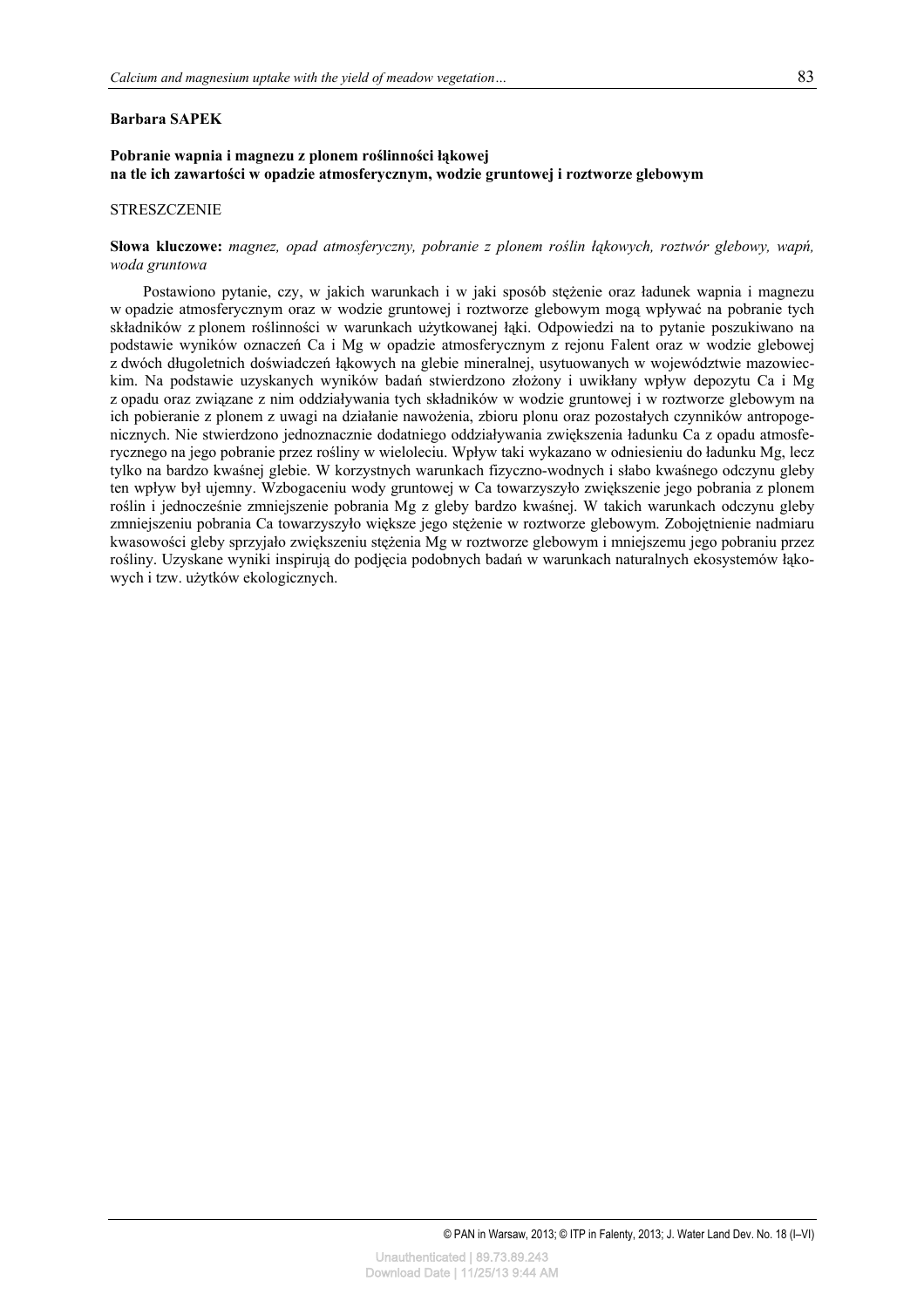**Barbara SAPEK**

**Pobranie wapnia i magnezu z plonem roślinności łąkowej na tle ich zawartości w opadzie atmosferycznym, wodzie gruntowej i roztworze glebowym**

STRESZCZENIE

**Słowa kluczowe:** *magnez, opad atmosferyczny, pobranie z plonem roślin łąkowych, roztwór glebowy, wapń, woda gruntowa*

Postawiono pytanie, czy, w jakich warunkach i w jaki sposób stężenie oraz ładunek wapnia i magnezu w opadzie atmosferycznym oraz w wodzie gruntowej i roztworze glebowym mogą wpływać na pobranie tych składników z plonem roślinności w warunkach użytkowanej łąki. Odpowiedzi na to pytanie poszukiwano na podstawie wyników oznaczeń Ca i Mg w opadzie atmosferycznym z rejonu Falent oraz w wodzie glebowej z dwóch długoletnich doświadczeń łąkowych na glebie mineralnej, usytuowanych w województwie mazowieckim. Na podstawie uzyskanych wyników badań stwierdzono złożony i uwikłany wpływ depozytu Ca i Mg z opadu oraz związane z nim oddziaływania tych składników w wodzie gruntowej i w roztworze glebowym na ich pobieranie z plonem z uwagi na działanie nawożenia, zbioru plonu oraz pozostałych czynników antropogenicznych. Nie stwierdzono jednoznacznie dodatniego oddziaływania zwiększenia ładunku Ca z opadu atmosferycznego na jego pobranie przez rośliny w wieloleciu. Wpływ taki wykazano w odniesieniu do ładunku Mg, lecz tylko na bardzo kwaśnej glebie. W korzystnych warunkach fizyczno-wodnych i słabo kwaśnego odczynu gleby ten wpływ był ujemny. Wzbogaceniu wody gruntowej w Ca towarzyszyło zwiększenie jego pobrania z plonem roślin i jednocześnie zmniejszenie pobrania Mg z gleby bardzo kwaśnej. W takich warunkach odczynu gleby zmniejszeniu pobrania Ca towarzyszyło większe jego stężenie w roztworze glebowym. Zobojętnienie nadmiaru kwasowości gleby sprzyjało zwiększeniu stężenia Mg w roztworze glebowym i mniejszemu jego pobraniu przez rośliny. Uzyskane wyniki inspirują do podjęcia podobnych badań w warunkach naturalnych ekosystemów łąkowych i tzw. użytków ekologicznych.